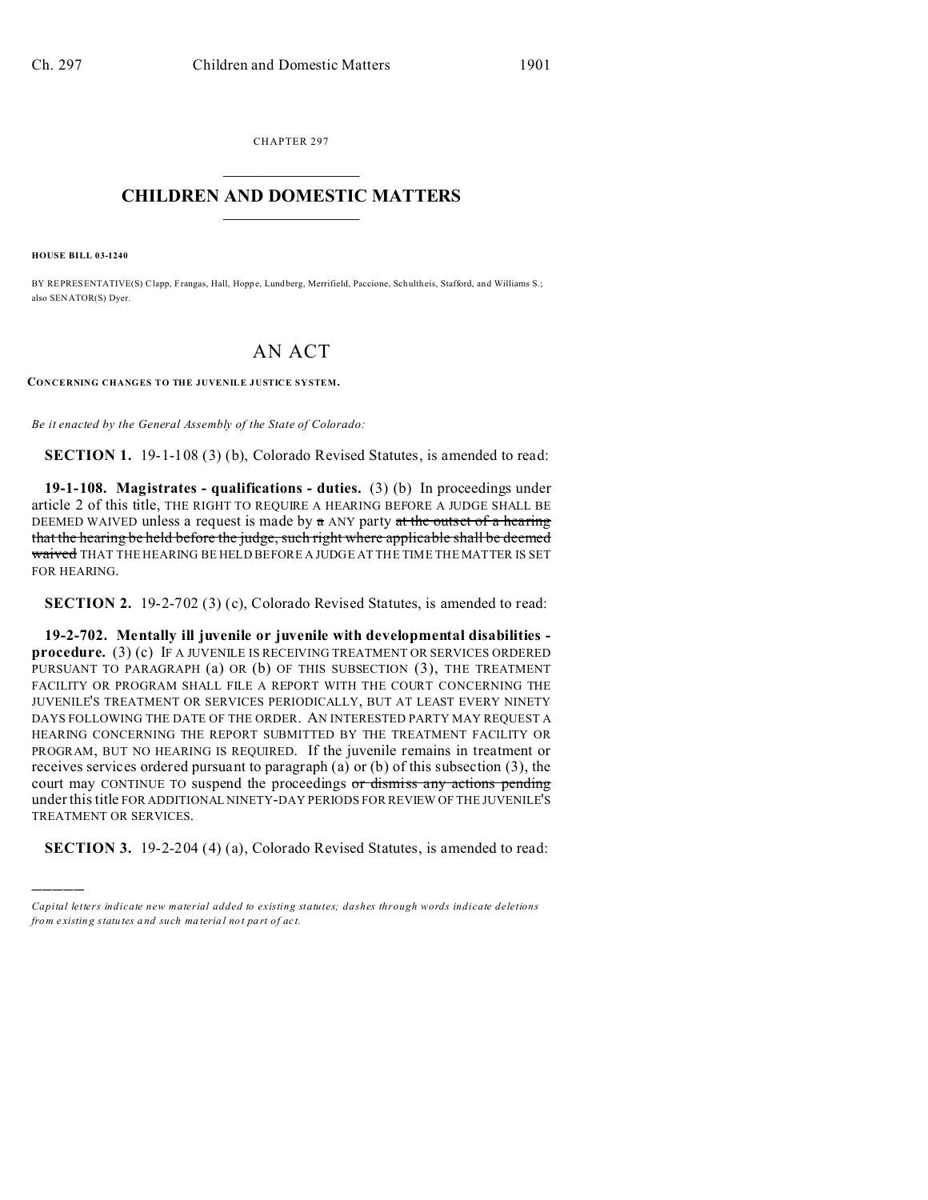CHAPTER 297

# CHILDREN AND DOMESTIC MATTERS

**HOUSE BILL 03-1240**

BY REPRESENTATIVE(S) Clapp, Frangas, Hall, Hoppe, Lundberg, Merrifield, Paccione, Schultheis, Stafford, and Williams S.; also SENATOR(S) Dyer.

# AN ACT

**CONCERNING CHANGES TO THE JUVENILE JUSTICE SYSTEM.**

*Be it enacted by the General Assembly of the State of Colorado:*

**SECTION 1.** 19-1-108 (3) (b), Colorado Revised Statutes, is amended to read:

**19-1-108. Magistrates - qualifications - duties.** (3) (b) In proceedings under article 2 of this title, THE RIGHT TO REQUIRE A HEARING BEFORE A JUDGE SHALL BE DEEMED WAIVED unless a request is made by ~~a~~ ANY party ~~at the outset of a hearing that the hearing be held before the judge, such right where applicable shall be deemed waived~~ THAT THE HEARING BE HELD BEFORE A JUDGE AT THE TIME THE MATTER IS SET FOR HEARING.

**SECTION 2.** 19-2-702 (3) (c), Colorado Revised Statutes, is amended to read:

**19-2-702. Mentally ill juvenile or juvenile with developmental disabilities - procedure.** (3) (c) IF A JUVENILE IS RECEIVING TREATMENT OR SERVICES ORDERED PURSUANT TO PARAGRAPH (a) OR (b) OF THIS SUBSECTION (3), THE TREATMENT FACILITY OR PROGRAM SHALL FILE A REPORT WITH THE COURT CONCERNING THE JUVENILE'S TREATMENT OR SERVICES PERIODICALLY, BUT AT LEAST EVERY NINETY DAYS FOLLOWING THE DATE OF THE ORDER. AN INTERESTED PARTY MAY REQUEST A HEARING CONCERNING THE REPORT SUBMITTED BY THE TREATMENT FACILITY OR PROGRAM, BUT NO HEARING IS REQUIRED. If the juvenile remains in treatment or receives services ordered pursuant to paragraph (a) or (b) of this subsection (3), the court may CONTINUE TO suspend the proceedings ~~or dismiss any actions pending~~ under this title FOR ADDITIONAL NINETY-DAY PERIODS FOR REVIEW OF THE JUVENILE'S TREATMENT OR SERVICES.

**SECTION 3.** 19-2-204 (4) (a), Colorado Revised Statutes, is amended to read:

---

*Capital letters indicate new material added to existing statutes; dashes through words indicate deletions from existing statutes and such material not part of act.*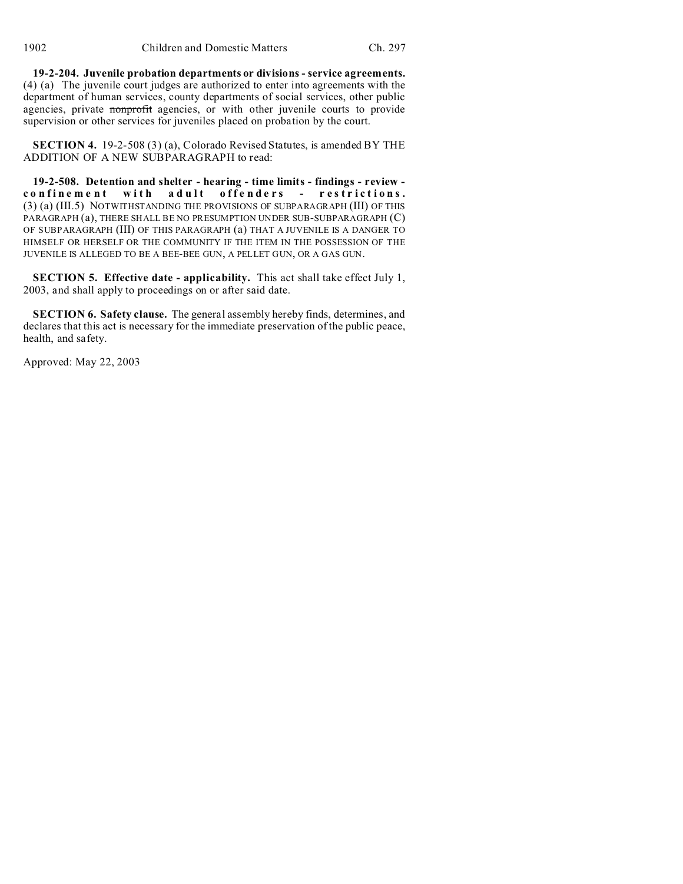**19-2-204. Juvenile probation departments or divisions - service agreements.** (4) (a) The juvenile court judges are authorized to enter into agreements with the department of human services, county departments of social services, other public agencies, private ~~nonprofit~~ agencies, or with other juvenile courts to provide supervision or other services for juveniles placed on probation by the court.

**SECTION 4.** 19-2-508 (3) (a), Colorado Revised Statutes, is amended BY THE ADDITION OF A NEW SUBPARAGRAPH to read:

**19-2-508. Detention and shelter - hearing - time limits - findings - review - confinement with adult offenders - restrictions.** (3) (a) (III.5) NOTWITHSTANDING THE PROVISIONS OF SUBPARAGRAPH (III) OF THIS PARAGRAPH (a), THERE SHALL BE NO PRESUMPTION UNDER SUB-SUBPARAGRAPH (C) OF SUBPARAGRAPH (III) OF THIS PARAGRAPH (a) THAT A JUVENILE IS A DANGER TO HIMSELF OR HERSELF OR THE COMMUNITY IF THE ITEM IN THE POSSESSION OF THE JUVENILE IS ALLEGED TO BE A BEE-BEE GUN, A PELLET GUN, OR A GAS GUN.

**SECTION 5. Effective date - applicability.** This act shall take effect July 1, 2003, and shall apply to proceedings on or after said date.

**SECTION 6. Safety clause.** The general assembly hereby finds, determines, and declares that this act is necessary for the immediate preservation of the public peace, health, and safety.

Approved: May 22, 2003